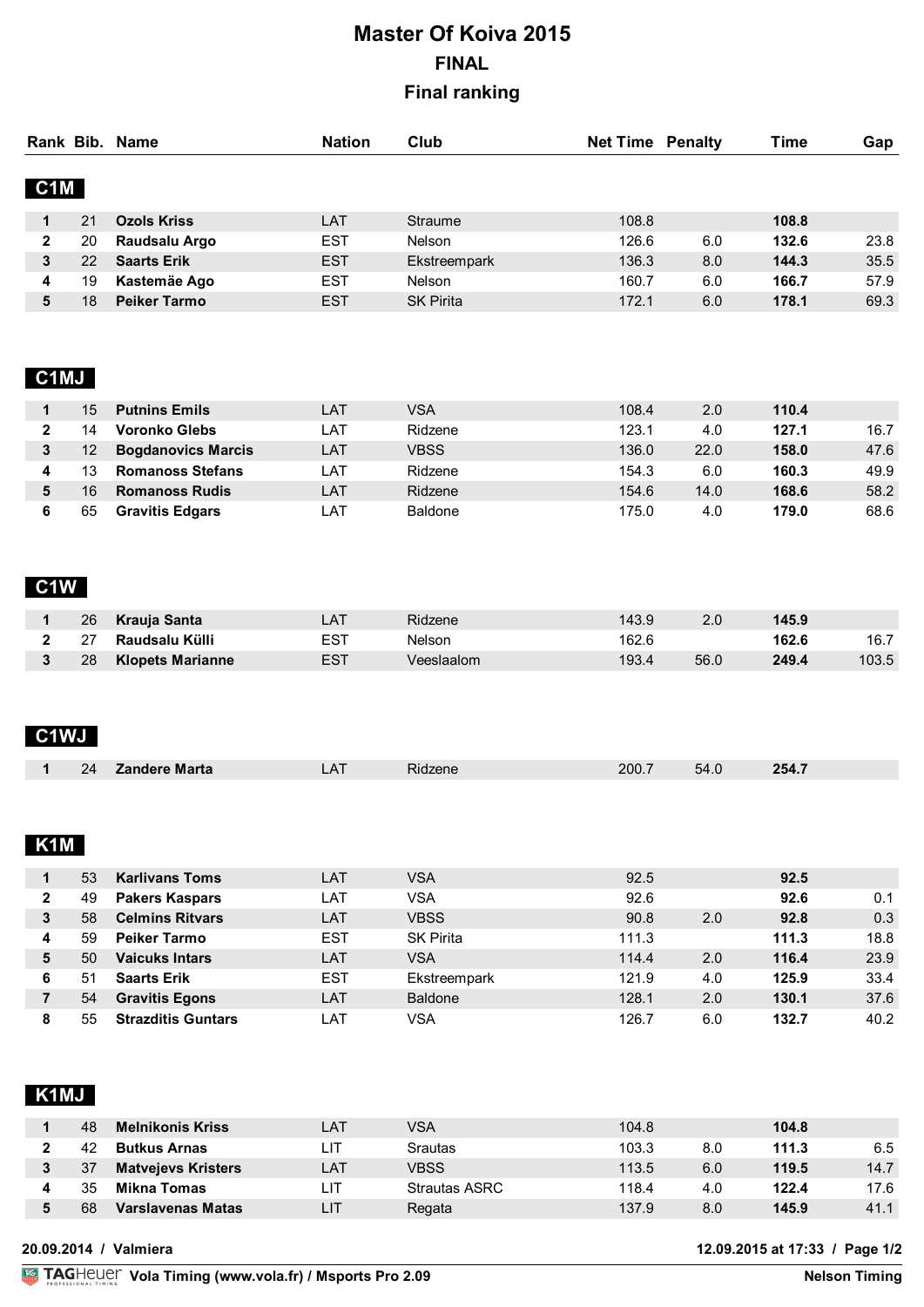# Master Of Koiva 2015

## FINAL

## Final ranking

### C1M

| Rank | Bib. | Name | Nation | Club | Net Time | Penalty | Time | Gap |
|---|---|---|---|---|---|---|---|---|
| 1 | 21 | **Ozols Kriss** | LAT | Straume | 108.8 | | **108.8** | |
| 2 | 20 | **Raudsalu Argo** | EST | Nelson | 126.6 | 6.0 | **132.6** | 23.8 |
| 3 | 22 | **Saarts Erik** | EST | Ekstreempark | 136.3 | 8.0 | **144.3** | 35.5 |
| 4 | 19 | **Kastemäe Ago** | EST | Nelson | 160.7 | 6.0 | **166.7** | 57.9 |
| 5 | 18 | **Peiker Tarmo** | EST | SK Pirita | 172.1 | 6.0 | **178.1** | 69.3 |

### C1MJ

| Rank | Bib. | Name | Nation | Club | Net Time | Penalty | Time | Gap |
|---|---|---|---|---|---|---|---|---|
| 1 | 15 | **Putnins Emils** | LAT | VSA | 108.4 | 2.0 | **110.4** | |
| 2 | 14 | **Voronko Glebs** | LAT | Ridzene | 123.1 | 4.0 | **127.1** | 16.7 |
| 3 | 12 | **Bogdanovics Marcis** | LAT | VBSS | 136.0 | 22.0 | **158.0** | 47.6 |
| 4 | 13 | **Romanoss Stefans** | LAT | Ridzene | 154.3 | 6.0 | **160.3** | 49.9 |
| 5 | 16 | **Romanoss Rudis** | LAT | Ridzene | 154.6 | 14.0 | **168.6** | 58.2 |
| 6 | 65 | **Gravitis Edgars** | LAT | Baldone | 175.0 | 4.0 | **179.0** | 68.6 |

### C1W

| Rank | Bib. | Name | Nation | Club | Net Time | Penalty | Time | Gap |
|---|---|---|---|---|---|---|---|---|
| 1 | 26 | **Krauja Santa** | LAT | Ridzene | 143.9 | 2.0 | **145.9** | |
| 2 | 27 | **Raudsalu Külli** | EST | Nelson | 162.6 | | **162.6** | 16.7 |
| 3 | 28 | **Klopets Marianne** | EST | Veeslaalom | 193.4 | 56.0 | **249.4** | 103.5 |

### C1WJ

| Rank | Bib. | Name | Nation | Club | Net Time | Penalty | Time | Gap |
|---|---|---|---|---|---|---|---|---|
| 1 | 24 | **Zandere Marta** | LAT | Ridzene | 200.7 | 54.0 | **254.7** | |

### K1M

| Rank | Bib. | Name | Nation | Club | Net Time | Penalty | Time | Gap |
|---|---|---|---|---|---|---|---|---|
| 1 | 53 | **Karlivans Toms** | LAT | VSA | 92.5 | | **92.5** | |
| 2 | 49 | **Pakers Kaspars** | LAT | VSA | 92.6 | | **92.6** | 0.1 |
| 3 | 58 | **Celmins Ritvars** | LAT | VBSS | 90.8 | 2.0 | **92.8** | 0.3 |
| 4 | 59 | **Peiker Tarmo** | EST | SK Pirita | 111.3 | | **111.3** | 18.8 |
| 5 | 50 | **Vaicuks Intars** | LAT | VSA | 114.4 | 2.0 | **116.4** | 23.9 |
| 6 | 51 | **Saarts Erik** | EST | Ekstreempark | 121.9 | 4.0 | **125.9** | 33.4 |
| 7 | 54 | **Gravitis Egons** | LAT | Baldone | 128.1 | 2.0 | **130.1** | 37.6 |
| 8 | 55 | **Strazditis Guntars** | LAT | VSA | 126.7 | 6.0 | **132.7** | 40.2 |

### K1MJ

| Rank | Bib. | Name | Nation | Club | Net Time | Penalty | Time | Gap |
|---|---|---|---|---|---|---|---|---|
| 1 | 48 | **Melnikonis Kriss** | LAT | VSA | 104.8 | | **104.8** | |
| 2 | 42 | **Butkus Arnas** | LIT | Srautas | 103.3 | 8.0 | **111.3** | 6.5 |
| 3 | 37 | **Matvejevs Kristers** | LAT | VBSS | 113.5 | 6.0 | **119.5** | 14.7 |
| 4 | 35 | **Mikna Tomas** | LIT | Strautas ASRC | 118.4 | 4.0 | **122.4** | 17.6 |
| 5 | 68 | **Varslavenas Matas** | LIT | Regata | 137.9 | 8.0 | **145.9** | 41.1 |

**20.09.2014 / Valmiera** **12.09.2015 at 17:33**

**Vola Timing (www.vola.fr) / Msports Pro 2.09** **Nelson Timing**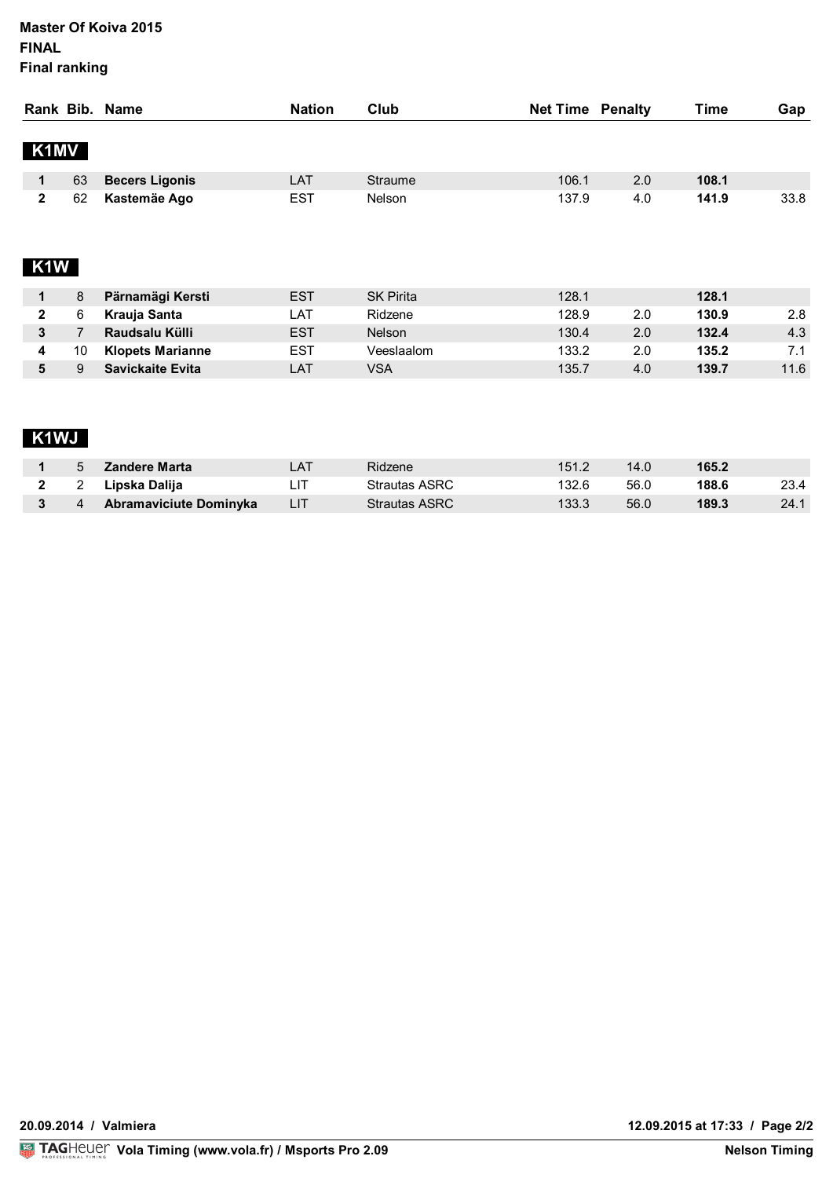**Master Of Koiva 2015**
**FINAL**
**Final ranking**

| Rank | Bib. | Name | Nation | Club | Net Time | Penalty | Time | Gap |
|---|---|---|---|---|---|---|---|---|
| **K1MV** | | | | | | | | |
| **1** | 63 | **Becers Ligonis** | LAT | Straume | 106.1 | 2.0 | **108.1** | |
| **2** | 62 | **Kastemäe Ago** | EST | Nelson | 137.9 | 4.0 | **141.9** | 33.8 |
| **K1W** | | | | | | | | |
| **1** | 8 | **Pärnamägi Kersti** | EST | SK Pirita | 128.1 | | **128.1** | |
| **2** | 6 | **Krauja Santa** | LAT | Ridzene | 128.9 | 2.0 | **130.9** | 2.8 |
| **3** | 7 | **Raudsalu Külli** | EST | Nelson | 130.4 | 2.0 | **132.4** | 4.3 |
| **4** | 10 | **Klopets Marianne** | EST | Veeslaalom | 133.2 | 2.0 | **135.2** | 7.1 |
| **5** | 9 | **Savickaite Evita** | LAT | VSA | 135.7 | 4.0 | **139.7** | 11.6 |
| **K1WJ** | | | | | | | | |
| **1** | 5 | **Zandere Marta** | LAT | Ridzene | 151.2 | 14.0 | **165.2** | |
| **2** | 2 | **Lipska Dalija** | LIT | Strautas ASRC | 132.6 | 56.0 | **188.6** | 23.4 |
| **3** | 4 | **Abramaviciute Dominyka** | LIT | Strautas ASRC | 133.3 | 56.0 | **189.3** | 24.1 |

**20.09.2014 / Valmiera**